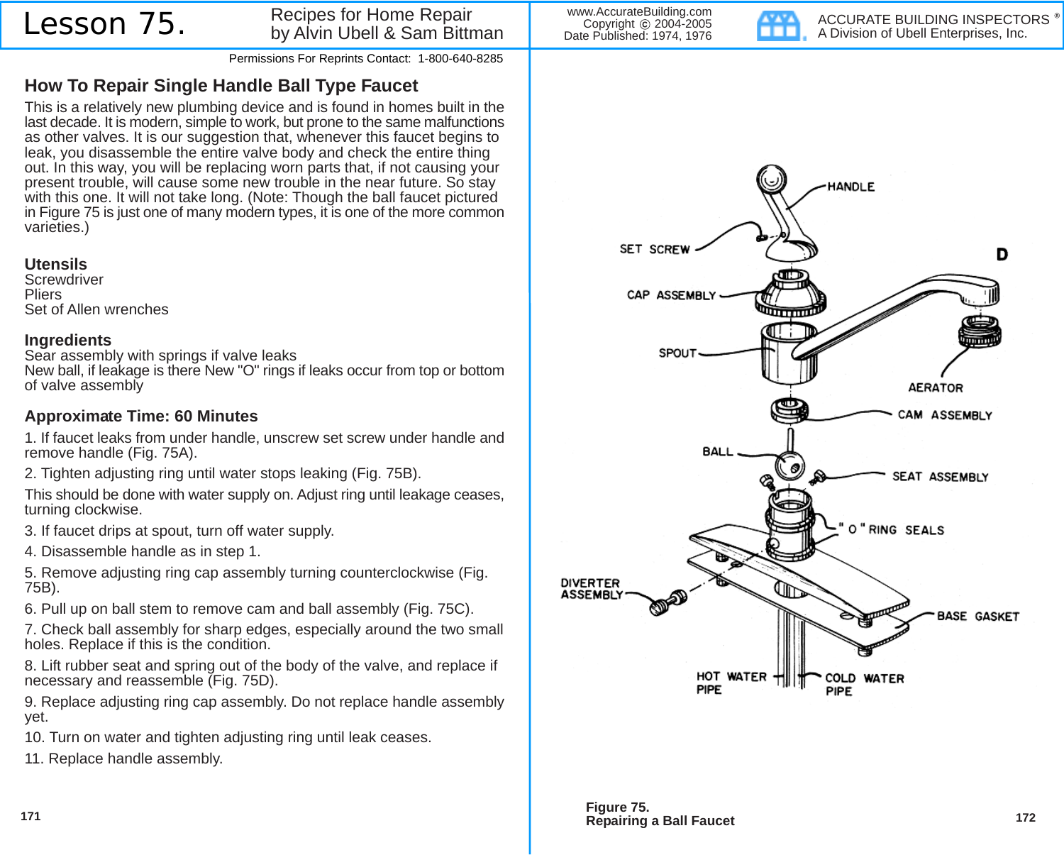# Lesson 75.

Recipes for Home Repair
by Alvin Ubell & Sam Bittman

www.AccurateBuilding.com
Copyright © 2004-2005
Date Published: 1974, 1976

ACCURATE BUILDING INSPECTORS ®
A Division of Ubell Enterprises, Inc.

Permissions For Reprints Contact: 1-800-640-8285

## How To Repair Single Handle Ball Type Faucet

This is a relatively new plumbing device and is found in homes built in the last decade. It is modern, simple to work, but prone to the same malfunctions as other valves. It is our suggestion that, whenever this faucet begins to leak, you disassemble the entire valve body and check the entire thing out. In this way, you will be replacing worn parts that, if not causing your present trouble, will cause some new trouble in the near future. So stay with this one. It will not take long. (Note: Though the ball faucet pictured in Figure 75 is just one of many modern types, it is one of the more common varieties.)

### Utensils

Screwdriver
Pliers
Set of Allen wrenches

### Ingredients

Sear assembly with springs if valve leaks
New ball, if leakage is there New "O" rings if leaks occur from top or bottom of valve assembly

### Approximate Time: 60 Minutes

1. If faucet leaks from under handle, unscrew set screw under handle and remove handle (Fig. 75A).

2. Tighten adjusting ring until water stops leaking (Fig. 75B).

This should be done with water supply on. Adjust ring until leakage ceases, turning clockwise.

3. If faucet drips at spout, turn off water supply.

4. Disassemble handle as in step 1.

5. Remove adjusting ring cap assembly turning counterclockwise (Fig. 75B).

6. Pull up on ball stem to remove cam and ball assembly (Fig. 75C).

7. Check ball assembly for sharp edges, especially around the two small holes. Replace if this is the condition.

8. Lift rubber seat and spring out of the body of the valve, and replace if necessary and reassemble (Fig. 75D).

9. Replace adjusting ring cap assembly. Do not replace handle assembly yet.

10. Turn on water and tighten adjusting ring until leak ceases.

11. Replace handle assembly.

D

HANDLE, SET SCREW, CAP ASSEMBLY, SPOUT, AERATOR, CAM ASSEMBLY, BALL, SEAT ASSEMBLY, "O" RING SEALS, DIVERTER ASSEMBLY, BASE GASKET, HOT WATER PIPE, COLD WATER PIPE

**Figure 75.**
**Repairing a Ball Faucet**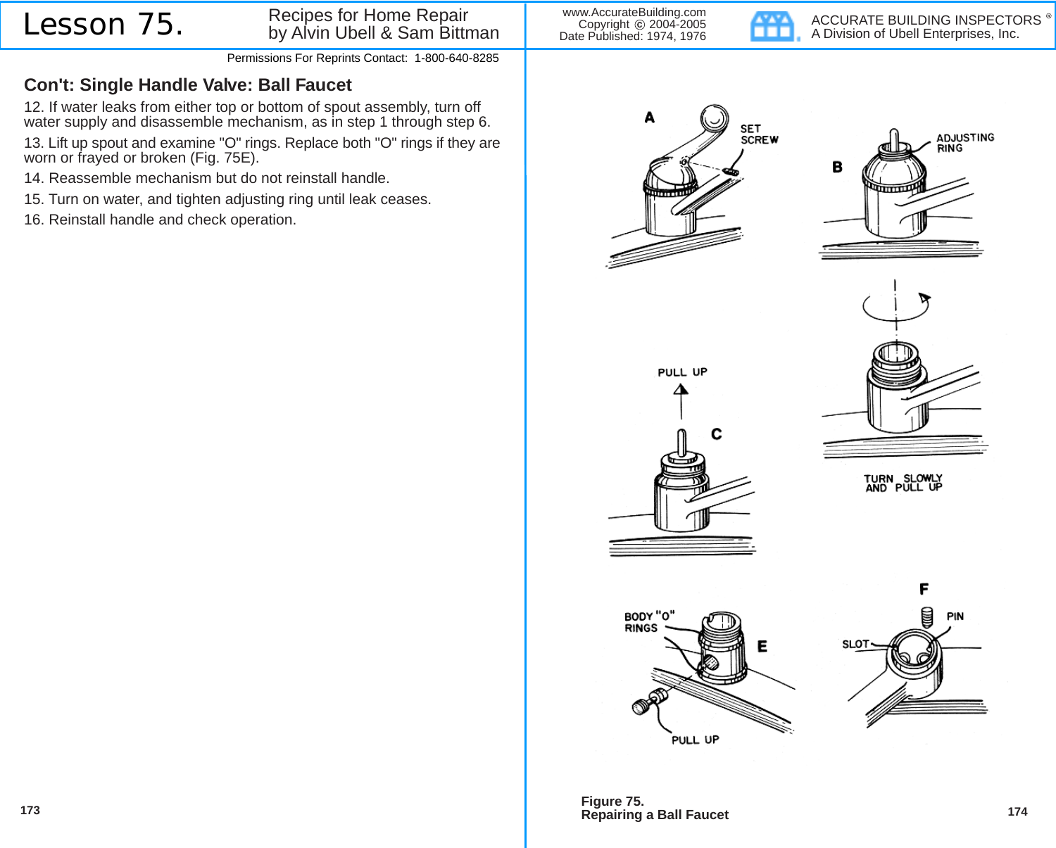## Con't: Single Handle Valve: Ball Faucet

12. If water leaks from either top or bottom of spout assembly, turn off water supply and disassemble mechanism, as in step 1 through step 6.

13. Lift up spout and examine "O" rings. Replace both "O" rings if they are worn or frayed or broken (Fig. 75E).

14. Reassemble mechanism but do not reinstall handle.

15. Turn on water, and tighten adjusting ring until leak ceases.

16. Reinstall handle and check operation.

A

SET SCREW

B

ADJUSTING RING

TURN SLOWLY AND PULL UP

PULL UP

C

BODY "O" RINGS

E

PULL UP

F

SLOT

PIN

**Figure 75.**
**Repairing a Ball Faucet**